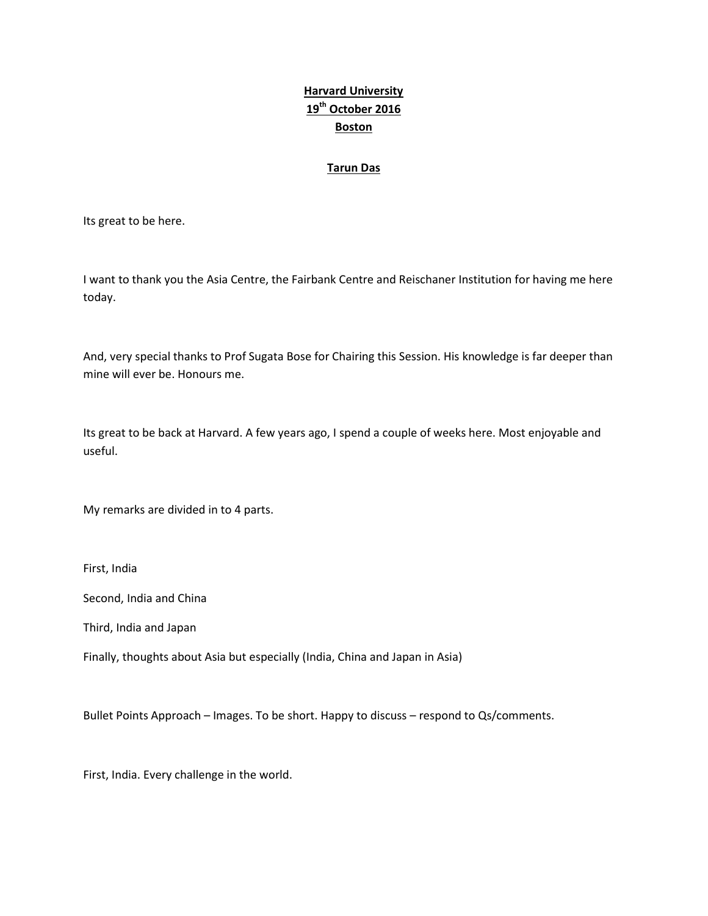**Harvard University**
**19th October 2016**
**Boston**

**Tarun Das**

Its great to be here.

I want to thank you the Asia Centre, the Fairbank Centre and Reischaner Institution for having me here today.

And, very special thanks to Prof Sugata Bose for Chairing this Session. His knowledge is far deeper than mine will ever be. Honours me.

Its great to be back at Harvard. A few years ago, I spend a couple of weeks here. Most enjoyable and useful.

My remarks are divided in to 4 parts.

First, India

Second, India and China

Third, India and Japan

Finally, thoughts about Asia but especially (India, China and Japan in Asia)

Bullet Points Approach – Images. To be short. Happy to discuss – respond to Qs/comments.

First, India. Every challenge in the world.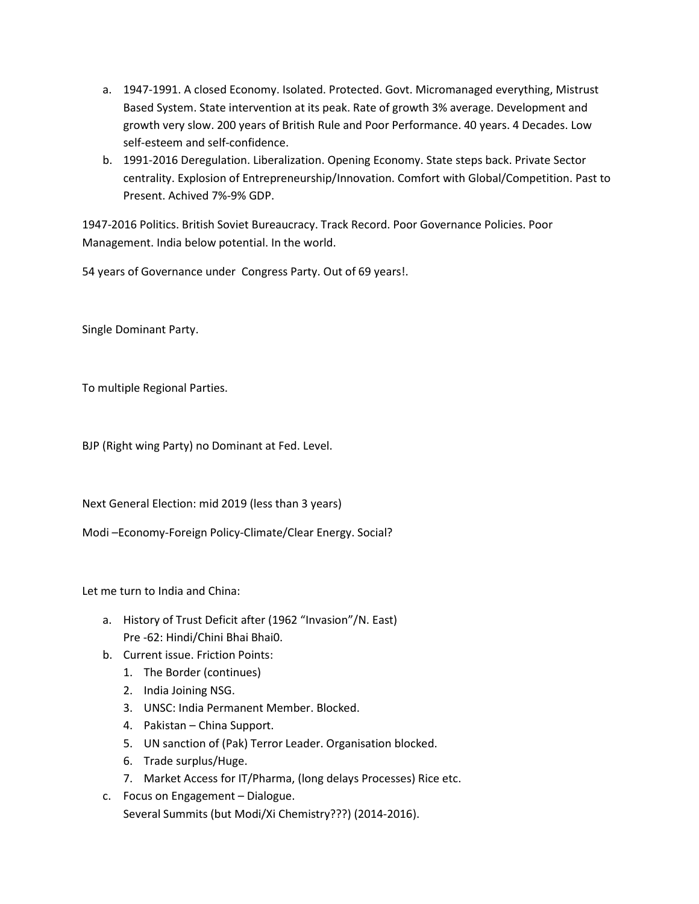a. 1947-1991. A closed Economy. Isolated. Protected. Govt. Micromanaged everything, Mistrust Based System. State intervention at its peak. Rate of growth 3% average. Development and growth very slow. 200 years of British Rule and Poor Performance. 40 years. 4 Decades. Low self-esteem and self-confidence.
b. 1991-2016 Deregulation. Liberalization. Opening Economy. State steps back. Private Sector centrality. Explosion of Entrepreneurship/Innovation. Comfort with Global/Competition. Past to Present. Achived 7%-9% GDP.

1947-2016 Politics. British Soviet Bureaucracy. Track Record. Poor Governance Policies. Poor Management. India below potential. In the world.

54 years of Governance under Congress Party. Out of 69 years!.

Single Dominant Party.

To multiple Regional Parties.

BJP (Right wing Party) no Dominant at Fed. Level.

Next General Election: mid 2019 (less than 3 years)

Modi –Economy-Foreign Policy-Climate/Clear Energy. Social?

Let me turn to India and China:

a. History of Trust Deficit after (1962 "Invasion"/N. East)
   Pre -62: Hindi/Chini Bhai Bhai0.
b. Current issue. Friction Points:
   1. The Border (continues)
   2. India Joining NSG.
   3. UNSC: India Permanent Member. Blocked.
   4. Pakistan – China Support.
   5. UN sanction of (Pak) Terror Leader. Organisation blocked.
   6. Trade surplus/Huge.
   7. Market Access for IT/Pharma, (long delays Processes) Rice etc.
c. Focus on Engagement – Dialogue.
   Several Summits (but Modi/Xi Chemistry???) (2014-2016).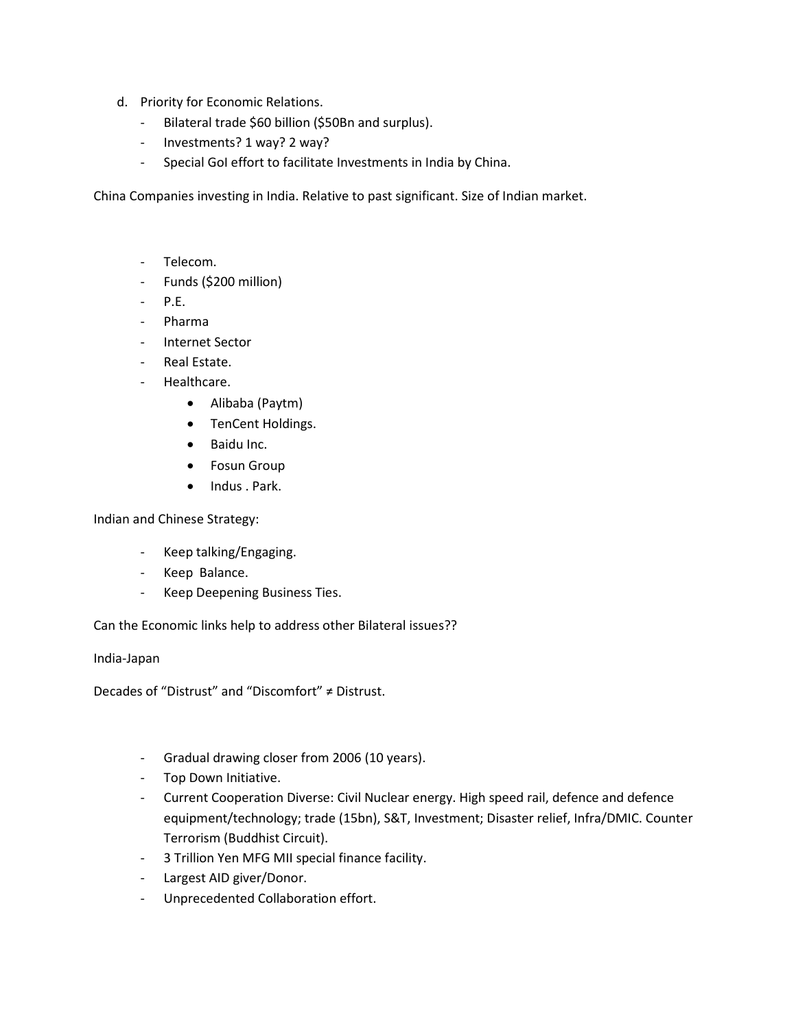d. Priority for Economic Relations.
   - Bilateral trade $60 billion ($50Bn and surplus).
   - Investments? 1 way? 2 way?
   - Special GoI effort to facilitate Investments in India by China.

China Companies investing in India. Relative to past significant. Size of Indian market.

- Telecom.
- Funds ($200 million)
- P.E.
- Pharma
- Internet Sector
- Real Estate.
- Healthcare.
    - Alibaba (Paytm)
    - TenCent Holdings.
    - Baidu Inc.
    - Fosun Group
    - Indus . Park.

Indian and Chinese Strategy:

- Keep talking/Engaging.
- Keep Balance.
- Keep Deepening Business Ties.

Can the Economic links help to address other Bilateral issues??

India-Japan

Decades of "Distrust" and "Discomfort" ≠ Distrust.

- Gradual drawing closer from 2006 (10 years).
- Top Down Initiative.
- Current Cooperation Diverse: Civil Nuclear energy. High speed rail, defence and defence equipment/technology; trade (15bn), S&T, Investment; Disaster relief, Infra/DMIC. Counter Terrorism (Buddhist Circuit).
- 3 Trillion Yen MFG MII special finance facility.
- Largest AID giver/Donor.
- Unprecedented Collaboration effort.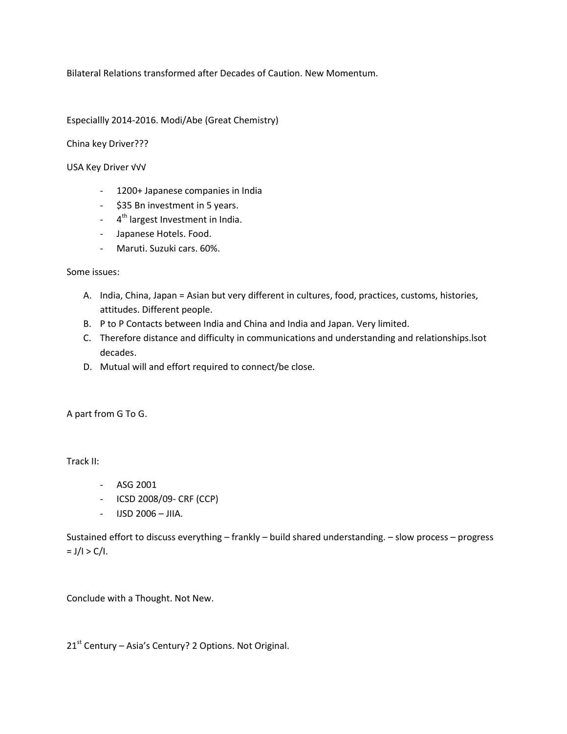Bilateral Relations transformed after Decades of Caution. New Momentum.

Especiallly 2014-2016. Modi/Abe (Great Chemistry)

China key Driver???

USA Key Driver √√√

- 1200+ Japanese companies in India
- $35 Bn investment in 5 years.
- 4th largest Investment in India.
- Japanese Hotels. Food.
- Maruti. Suzuki cars. 60%.

Some issues:

A. India, China, Japan = Asian but very different in cultures, food, practices, customs, histories, attitudes. Different people.
B. P to P Contacts between India and China and India and Japan. Very limited.
C. Therefore distance and difficulty in communications and understanding and relationships.lsot decades.
D. Mutual will and effort required to connect/be close.

A part from G To G.

Track II:

- ASG 2001
- ICSD 2008/09- CRF (CCP)
- IJSD 2006 – JIIA.

Sustained effort to discuss everything – frankly – build shared understanding. – slow process – progress = J/I > C/I.

Conclude with a Thought. Not New.

21st Century – Asia's Century? 2 Options. Not Original.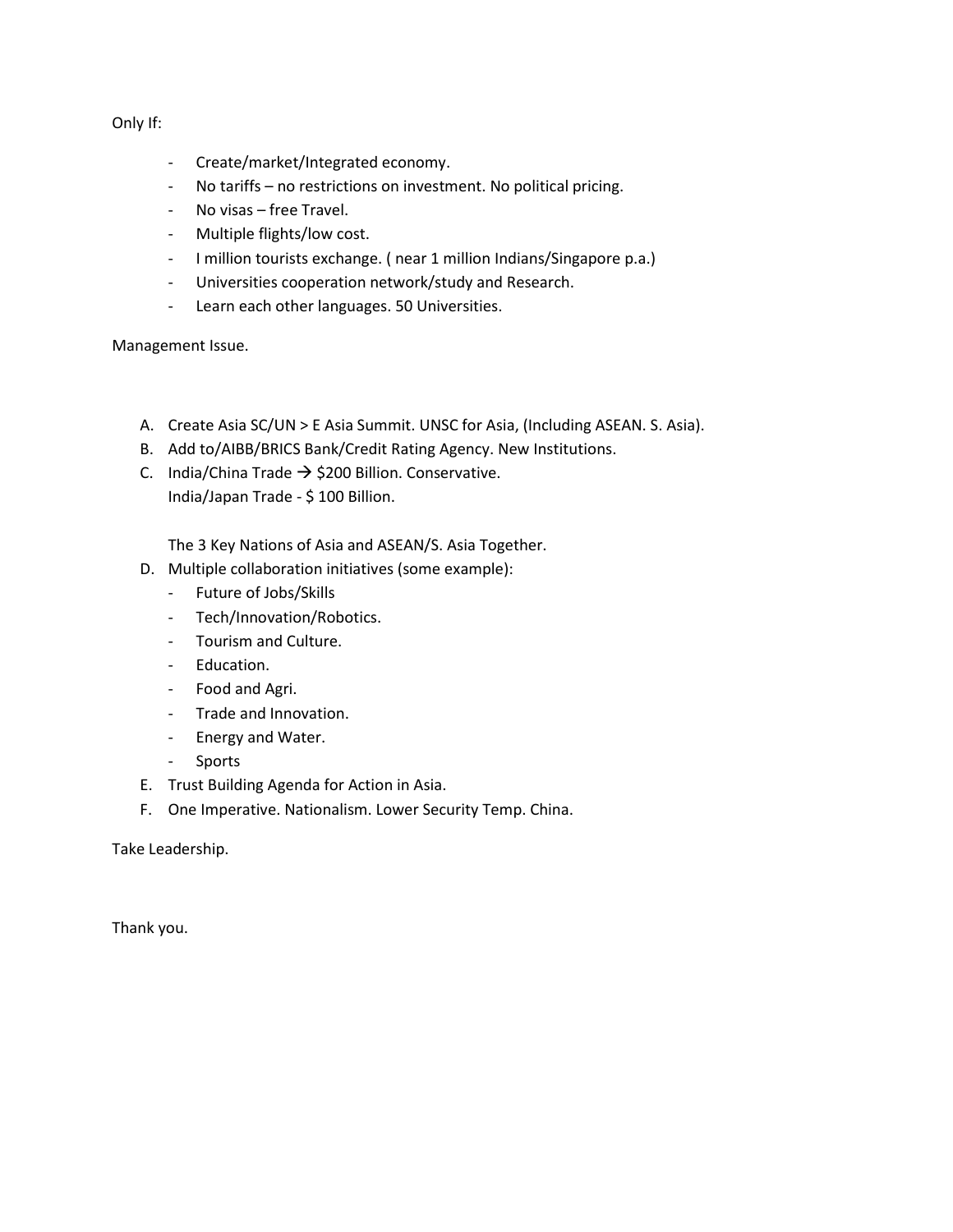Only If:

- Create/market/Integrated economy.
- No tariffs – no restrictions on investment. No political pricing.
- No visas – free Travel.
- Multiple flights/low cost.
- I million tourists exchange. ( near 1 million Indians/Singapore p.a.)
- Universities cooperation network/study and Research.
- Learn each other languages. 50 Universities.

Management Issue.

A. Create Asia SC/UN > E Asia Summit. UNSC for Asia, (Including ASEAN. S. Asia).
B. Add to/AIBB/BRICS Bank/Credit Rating Agency. New Institutions.
C. India/China Trade → $200 Billion. Conservative.
   India/Japan Trade - $ 100 Billion.

   The 3 Key Nations of Asia and ASEAN/S. Asia Together.
D. Multiple collaboration initiatives (some example):
   - Future of Jobs/Skills
   - Tech/Innovation/Robotics.
   - Tourism and Culture.
   - Education.
   - Food and Agri.
   - Trade and Innovation.
   - Energy and Water.
   - Sports
E. Trust Building Agenda for Action in Asia.
F. One Imperative. Nationalism. Lower Security Temp. China.

Take Leadership.

Thank you.